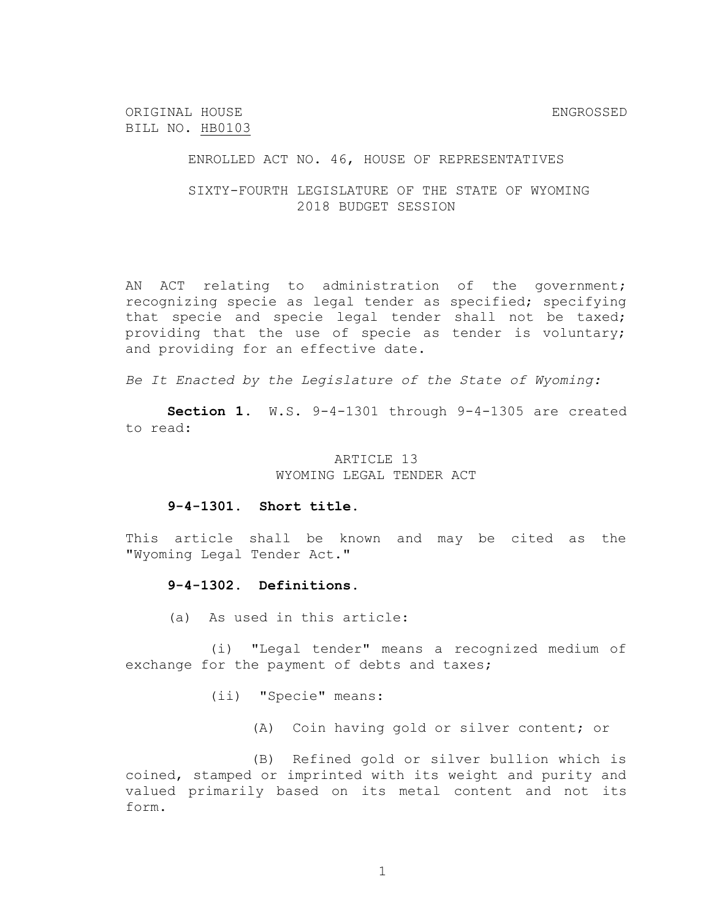ORIGINAL HOUSE BILL NO. HB0103 ENGROSSED

ENROLLED ACT NO. 46, HOUSE OF REPRESENTATIVES

SIXTY-FOURTH LEGISLATURE OF THE STATE OF WYOMING
2018 BUDGET SESSION

AN ACT relating to administration of the government; recognizing specie as legal tender as specified; specifying that specie and specie legal tender shall not be taxed; providing that the use of specie as tender is voluntary; and providing for an effective date.

*Be It Enacted by the Legislature of the State of Wyoming:*

**Section 1.** W.S. 9-4-1301 through 9-4-1305 are created to read:

ARTICLE 13
WYOMING LEGAL TENDER ACT

**9-4-1301. Short title.**

This article shall be known and may be cited as the "Wyoming Legal Tender Act."

**9-4-1302. Definitions.**

(a) As used in this article:

(i) "Legal tender" means a recognized medium of exchange for the payment of debts and taxes;

(ii) "Specie" means:

(A) Coin having gold or silver content; or

(B) Refined gold or silver bullion which is coined, stamped or imprinted with its weight and purity and valued primarily based on its metal content and not its form.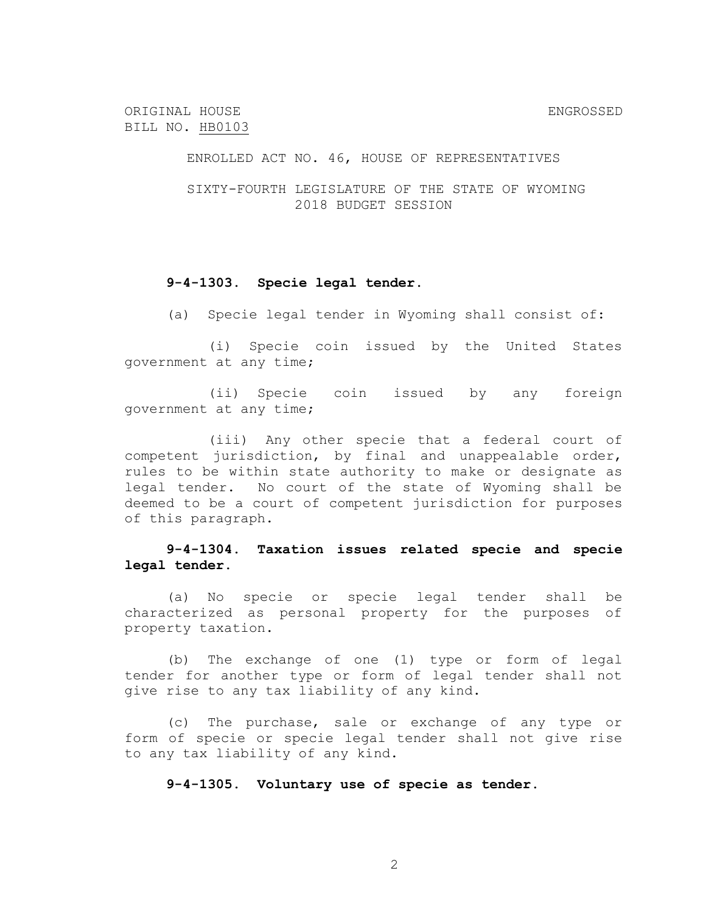ORIGINAL HOUSE BILL NO. HB0103 ENGROSSED

ENROLLED ACT NO. 46, HOUSE OF REPRESENTATIVES

SIXTY-FOURTH LEGISLATURE OF THE STATE OF WYOMING
2018 BUDGET SESSION

**9-4-1303. Specie legal tender.**

(a) Specie legal tender in Wyoming shall consist of:

(i) Specie coin issued by the United States government at any time;

(ii) Specie coin issued by any foreign government at any time;

(iii) Any other specie that a federal court of competent jurisdiction, by final and unappealable order, rules to be within state authority to make or designate as legal tender. No court of the state of Wyoming shall be deemed to be a court of competent jurisdiction for purposes of this paragraph.

**9-4-1304. Taxation issues related specie and specie legal tender.**

(a) No specie or specie legal tender shall be characterized as personal property for the purposes of property taxation.

(b) The exchange of one (1) type or form of legal tender for another type or form of legal tender shall not give rise to any tax liability of any kind.

(c) The purchase, sale or exchange of any type or form of specie or specie legal tender shall not give rise to any tax liability of any kind.

**9-4-1305. Voluntary use of specie as tender.**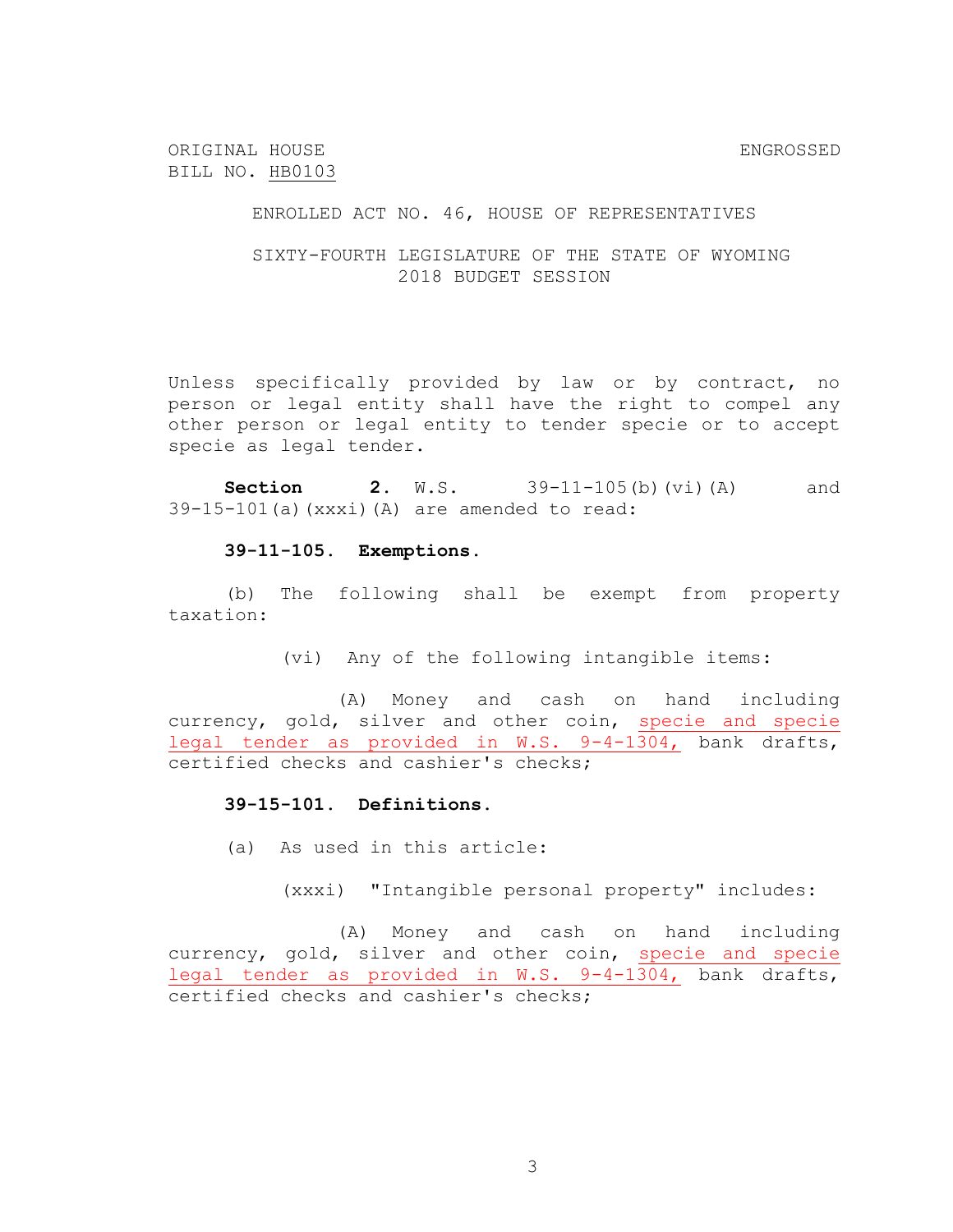ORIGINAL HOUSE BILL NO. HB0103

ENGROSSED

ENROLLED ACT NO. 46, HOUSE OF REPRESENTATIVES

SIXTY-FOURTH LEGISLATURE OF THE STATE OF WYOMING
2018 BUDGET SESSION

Unless specifically provided by law or by contract, no person or legal entity shall have the right to compel any other person or legal entity to tender specie or to accept specie as legal tender.

**Section 2.** W.S. 39-11-105(b)(vi)(A) and 39-15-101(a)(xxxi)(A) are amended to read:

**39-11-105. Exemptions.**

(b) The following shall be exempt from property taxation:

(vi) Any of the following intangible items:

(A) Money and cash on hand including currency, gold, silver and other coin, specie and specie legal tender as provided in W.S. 9-4-1304, bank drafts, certified checks and cashier's checks;

**39-15-101. Definitions.**

(a) As used in this article:

(xxxi) "Intangible personal property" includes:

(A) Money and cash on hand including currency, gold, silver and other coin, specie and specie legal tender as provided in W.S. 9-4-1304, bank drafts, certified checks and cashier's checks;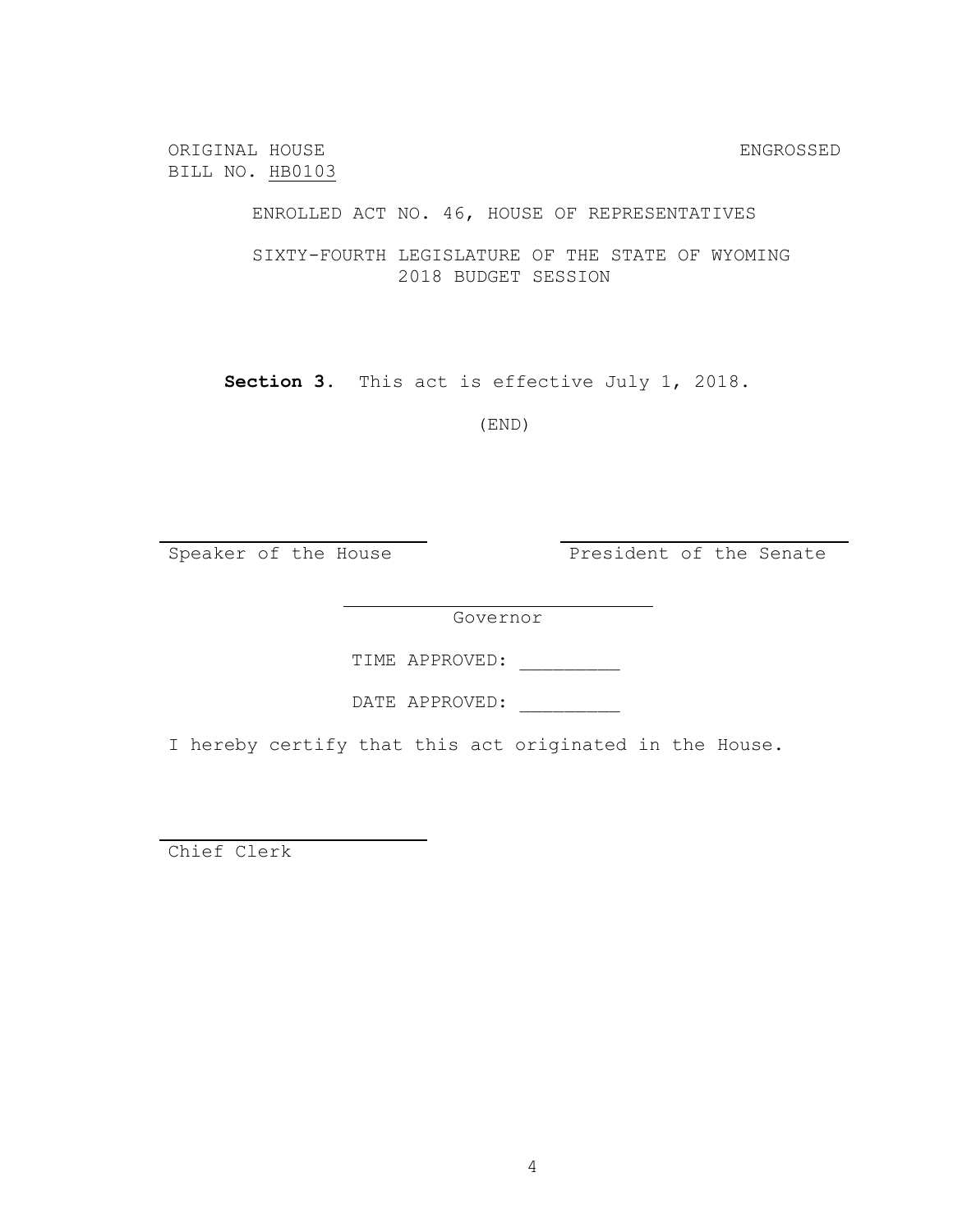ORIGINAL HOUSE BILL NO. HB0103 ENGROSSED

ENROLLED ACT NO. 46, HOUSE OF REPRESENTATIVES

SIXTY-FOURTH LEGISLATURE OF THE STATE OF WYOMING
2018 BUDGET SESSION

**Section 3**. This act is effective July 1, 2018.

(END)

Speaker of the House

President of the Senate

Governor

TIME APPROVED: _________

DATE APPROVED: _________

I hereby certify that this act originated in the House.

Chief Clerk